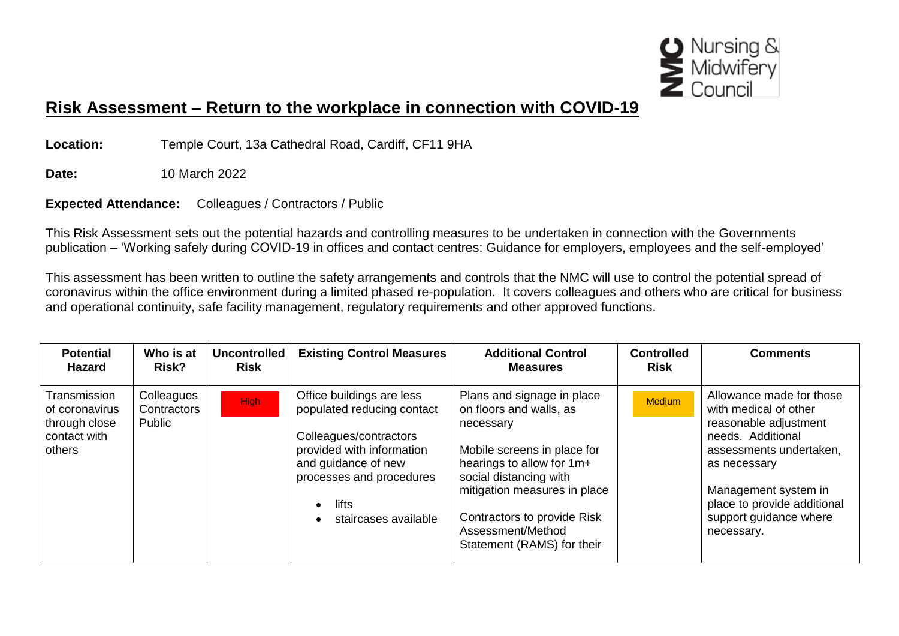# **Risk Assessment – Return to the workplace in connection with COVID-19**

**Location:** Temple Court, 13a Cathedral Road, Cardiff, CF11 9HA

**Date:** 10 March 2022

**Expected Attendance:** Colleagues / Contractors / Public

This Risk Assessment sets out the potential hazards and controlling measures to be undertaken in connection with the Governments publication – 'Working safely during COVID-19 in offices and contact centres: Guidance for employers, employees and the self-employed'

This assessment has been written to outline the safety arrangements and controls that the NMC will use to control the potential spread of coronavirus within the office environment during a limited phased re-population. It covers colleagues and others who are critical for business and operational continuity, safe facility management, regulatory requirements and other approved functions.

| Potential Hazard | Who is at Risk? | Uncontrolled Risk | Existing Control Measures | Additional Control Measures | Controlled Risk | Comments |
|---|---|---|---|---|---|---|
| Transmission of coronavirus through close contact with others | Colleagues<br>Contractors<br>Public | High | Office buildings are less populated reducing contact<br><br>Colleagues/contractors provided with information and guidance of new processes and procedures<br><br>• lifts<br>• staircases available | Plans and signage in place on floors and walls, as necessary<br><br>Mobile screens in place for hearings to allow for 1m+ social distancing with mitigation measures in place<br><br>Contractors to provide Risk Assessment/Method Statement (RAMS) for their | Medium | Allowance made for those with medical of other reasonable adjustment needs. Additional assessments undertaken, as necessary<br><br>Management system in place to provide additional support guidance where necessary. |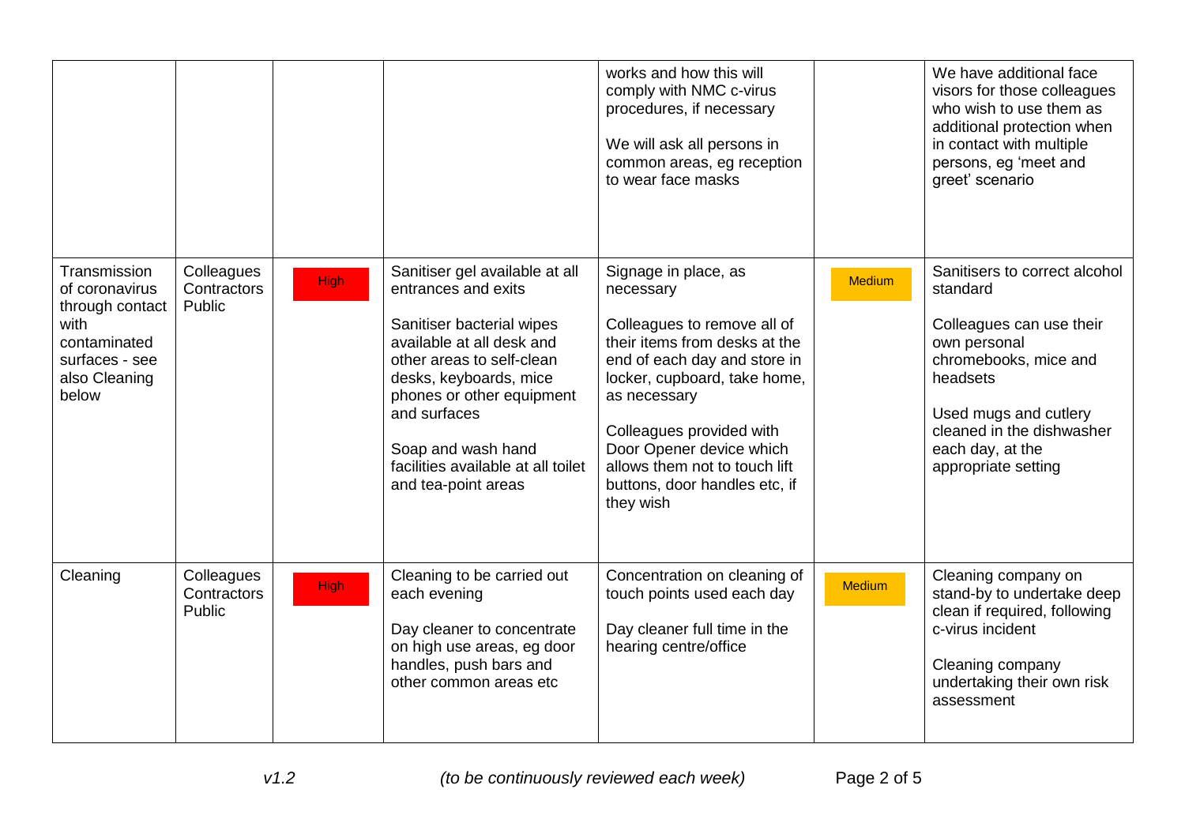| | | | | | | |
|---|---|---|---|---|---|---|
| | | | | works and how this will comply with NMC c-virus procedures, if necessary<br><br>We will ask all persons in common areas, eg reception to wear face masks | | We have additional face visors for those colleagues who wish to use them as additional protection when in contact with multiple persons, eg 'meet and greet' scenario |
| Transmission of coronavirus through contact with contaminated surfaces - see also Cleaning below | Colleagues Contractors Public | High | Sanitiser gel available at all entrances and exits<br><br>Sanitiser bacterial wipes available at all desk and other areas to self-clean desks, keyboards, mice phones or other equipment and surfaces<br><br>Soap and wash hand facilities available at all toilet and tea-point areas | Signage in place, as necessary<br><br>Colleagues to remove all of their items from desks at the end of each day and store in locker, cupboard, take home, as necessary<br><br>Colleagues provided with Door Opener device which allows them not to touch lift buttons, door handles etc, if they wish | Medium | Sanitisers to correct alcohol standard<br><br>Colleagues can use their own personal chromebooks, mice and headsets<br><br>Used mugs and cutlery cleaned in the dishwasher each day, at the appropriate setting |
| Cleaning | Colleagues Contractors Public | High | Cleaning to be carried out each evening<br><br>Day cleaner to concentrate on high use areas, eg door handles, push bars and other common areas etc | Concentration on cleaning of touch points used each day<br><br>Day cleaner full time in the hearing centre/office | Medium | Cleaning company on stand-by to undertake deep clean if required, following c-virus incident<br><br>Cleaning company undertaking their own risk assessment |

*v1.2* *(to be continuously reviewed each week)*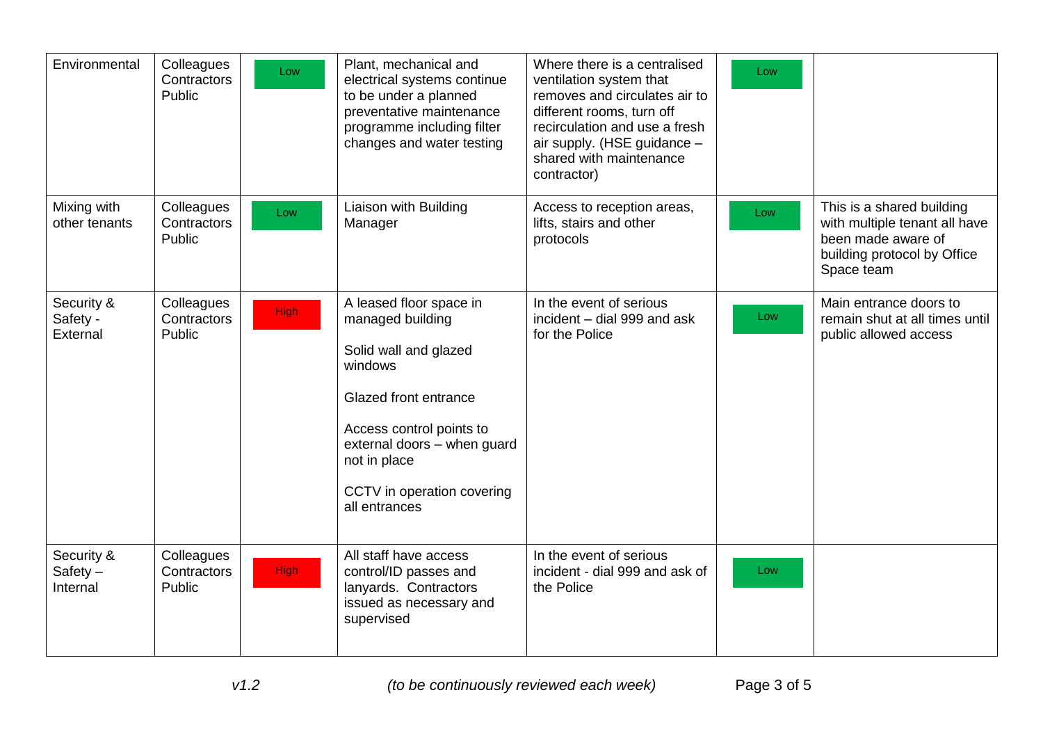| | | | | | | |
|---|---|---|---|---|---|---|
| Environmental | Colleagues Contractors Public | Low | Plant, mechanical and electrical systems continue to be under a planned preventative maintenance programme including filter changes and water testing | Where there is a centralised ventilation system that removes and circulates air to different rooms, turn off recirculation and use a fresh air supply. (HSE guidance – shared with maintenance contractor) | Low | |
| Mixing with other tenants | Colleagues Contractors Public | Low | Liaison with Building Manager | Access to reception areas, lifts, stairs and other protocols | Low | This is a shared building with multiple tenant all have been made aware of building protocol by Office Space team |
| Security & Safety - External | Colleagues Contractors Public | High | A leased floor space in managed building<br><br>Solid wall and glazed windows<br><br>Glazed front entrance<br><br>Access control points to external doors – when guard not in place<br><br>CCTV in operation covering all entrances | In the event of serious incident – dial 999 and ask for the Police | Low | Main entrance doors to remain shut at all times until public allowed access |
| Security & Safety – Internal | Colleagues Contractors Public | High | All staff have access control/ID passes and lanyards. Contractors issued as necessary and supervised | In the event of serious incident - dial 999 and ask of the Police | Low | |

*v1.2* *(to be continuously reviewed each week)*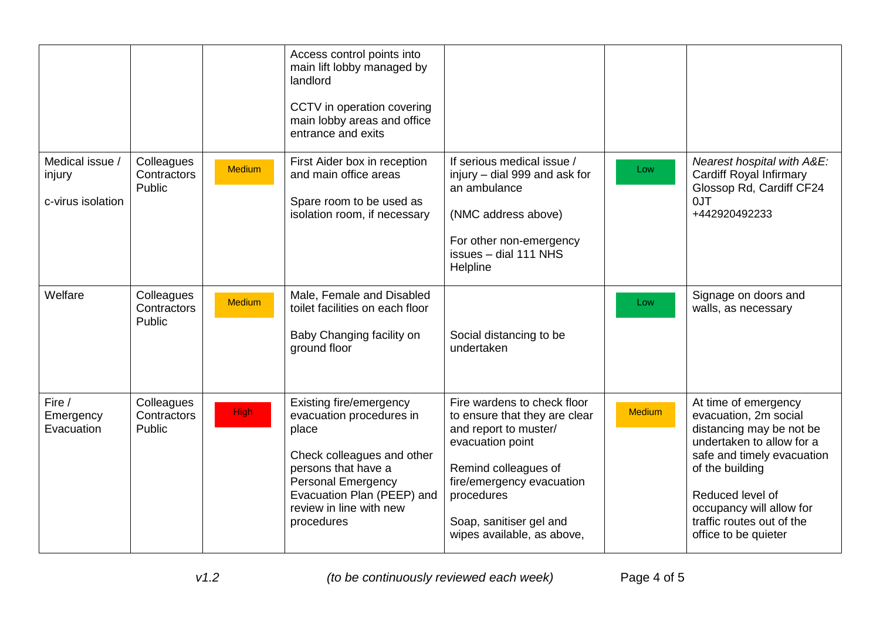| | | | | | | |
|---|---|---|---|---|---|---|
| | | | Access control points into main lift lobby managed by landlord<br><br>CCTV in operation covering main lobby areas and office entrance and exits | | | |
| Medical issue / injury<br><br>c-virus isolation | Colleagues Contractors Public | Medium | First Aider box in reception and main office areas<br><br>Spare room to be used as isolation room, if necessary | If serious medical issue / injury – dial 999 and ask for an ambulance<br><br>(NMC address above)<br><br>For other non-emergency issues – dial 111 NHS Helpline | Low | *Nearest hospital with A&E:* Cardiff Royal Infirmary Glossop Rd, Cardiff CF24 0JT +442920492233 |
| Welfare | Colleagues Contractors Public | Medium | Male, Female and Disabled toilet facilities on each floor<br><br>Baby Changing facility on ground floor | Social distancing to be undertaken | Low | Signage on doors and walls, as necessary |
| Fire / Emergency Evacuation | Colleagues Contractors Public | High | Existing fire/emergency evacuation procedures in place<br><br>Check colleagues and other persons that have a Personal Emergency Evacuation Plan (PEEP) and review in line with new procedures | Fire wardens to check floor to ensure that they are clear and report to muster/ evacuation point<br><br>Remind colleagues of fire/emergency evacuation procedures<br><br>Soap, sanitiser gel and wipes available, as above, | Medium | At time of emergency evacuation, 2m social distancing may be not be undertaken to allow for a safe and timely evacuation of the building<br><br>Reduced level of occupancy will allow for traffic routes out of the office to be quieter |

*v1.2* *(to be continuously reviewed each week)*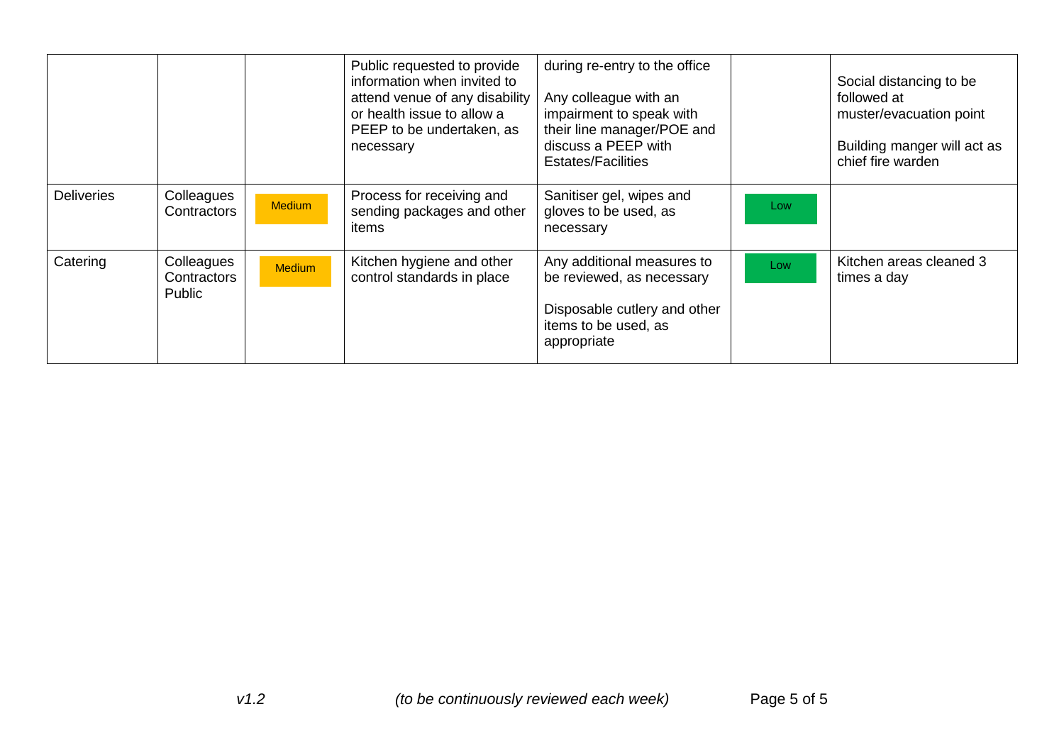| | | | | | | |
|---|---|---|---|---|---|---|
| | | | Public requested to provide information when invited to attend venue of any disability or health issue to allow a PEEP to be undertaken, as necessary | during re-entry to the office<br><br>Any colleague with an impairment to speak with their line manager/POE and discuss a PEEP with Estates/Facilities | | Social distancing to be followed at muster/evacuation point<br><br>Building manger will act as chief fire warden |
| Deliveries | Colleagues<br>Contractors | Medium | Process for receiving and sending packages and other items | Sanitiser gel, wipes and gloves to be used, as necessary | Low | |
| Catering | Colleagues<br>Contractors<br>Public | Medium | Kitchen hygiene and other control standards in place | Any additional measures to be reviewed, as necessary<br><br>Disposable cutlery and other items to be used, as appropriate | Low | Kitchen areas cleaned 3 times a day |

*v1.2* *(to be continuously reviewed each week)*